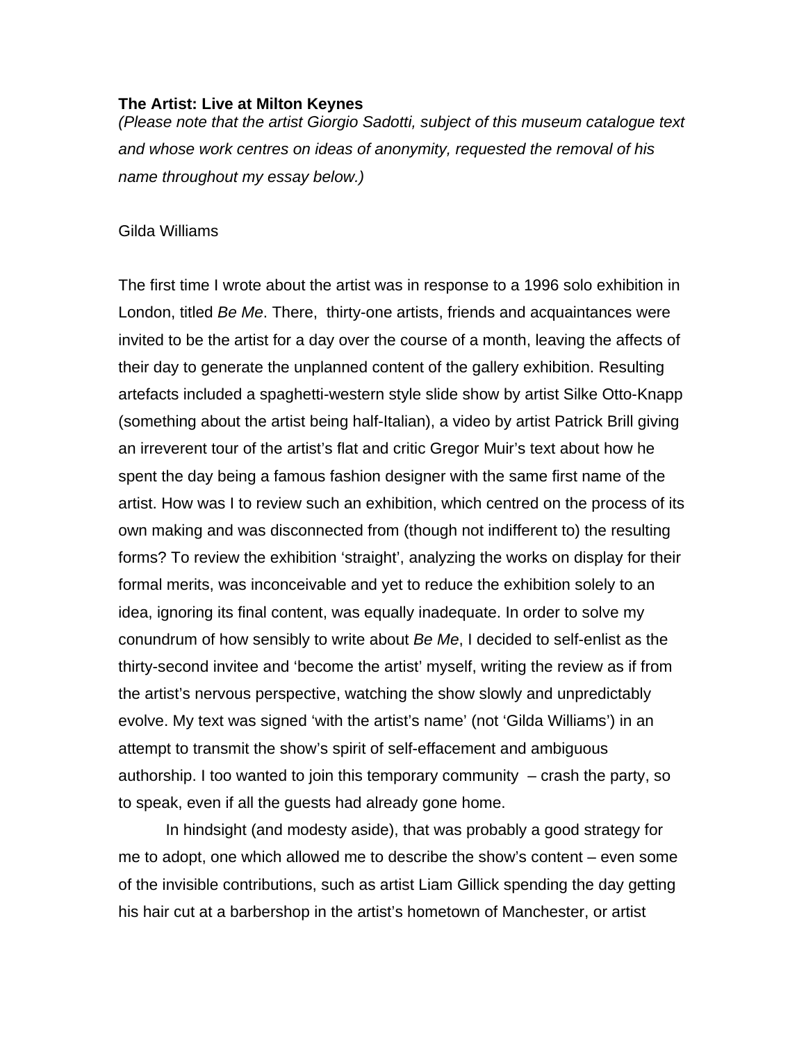**The Artist: Live at Milton Keynes**

*(Please note that the artist Giorgio Sadotti, subject of this museum catalogue text and whose work centres on ideas of anonymity, requested the removal of his name throughout my essay below.)*

Gilda Williams

The first time I wrote about the artist was in response to a 1996 solo exhibition in London, titled *Be Me*. There, thirty-one artists, friends and acquaintances were invited to be the artist for a day over the course of a month, leaving the affects of their day to generate the unplanned content of the gallery exhibition. Resulting artefacts included a spaghetti-western style slide show by artist Silke Otto-Knapp (something about the artist being half-Italian), a video by artist Patrick Brill giving an irreverent tour of the artist's flat and critic Gregor Muir's text about how he spent the day being a famous fashion designer with the same first name of the artist. How was I to review such an exhibition, which centred on the process of its own making and was disconnected from (though not indifferent to) the resulting forms? To review the exhibition 'straight', analyzing the works on display for their formal merits, was inconceivable and yet to reduce the exhibition solely to an idea, ignoring its final content, was equally inadequate. In order to solve my conundrum of how sensibly to write about *Be Me*, I decided to self-enlist as the thirty-second invitee and 'become the artist' myself, writing the review as if from the artist's nervous perspective, watching the show slowly and unpredictably evolve. My text was signed 'with the artist's name' (not 'Gilda Williams') in an attempt to transmit the show's spirit of self-effacement and ambiguous authorship. I too wanted to join this temporary community – crash the party, so to speak, even if all the guests had already gone home.

In hindsight (and modesty aside), that was probably a good strategy for me to adopt, one which allowed me to describe the show's content – even some of the invisible contributions, such as artist Liam Gillick spending the day getting his hair cut at a barbershop in the artist's hometown of Manchester, or artist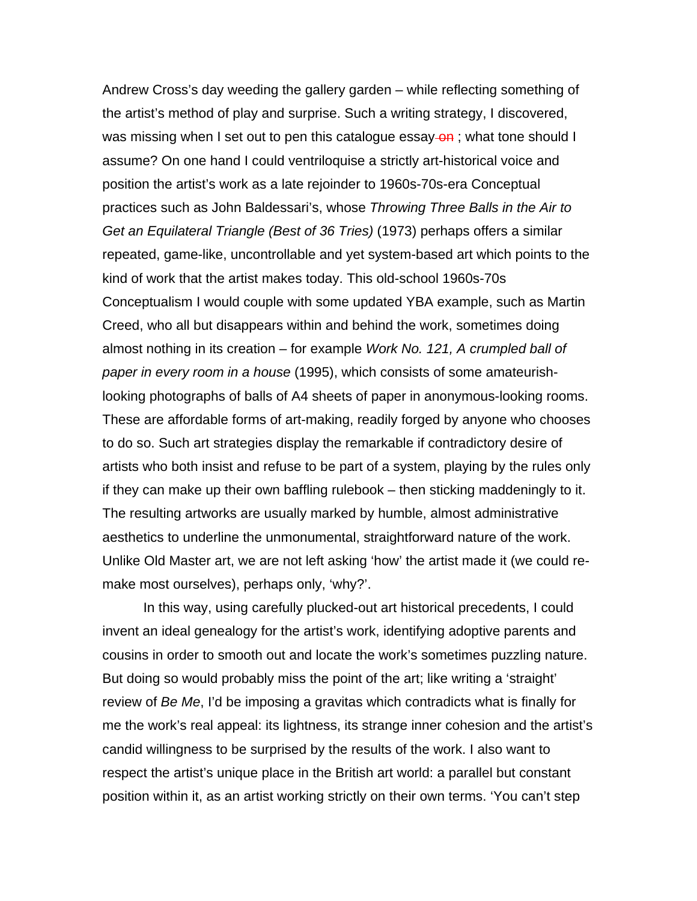Andrew Cross's day weeding the gallery garden – while reflecting something of the artist's method of play and surprise. Such a writing strategy, I discovered, was missing when I set out to pen this catalogue essay ~~on~~ ; what tone should I assume? On one hand I could ventriloquise a strictly art-historical voice and position the artist's work as a late rejoinder to 1960s-70s-era Conceptual practices such as John Baldessari's, whose *Throwing Three Balls in the Air to Get an Equilateral Triangle (Best of 36 Tries)* (1973) perhaps offers a similar repeated, game-like, uncontrollable and yet system-based art which points to the kind of work that the artist makes today. This old-school 1960s-70s Conceptualism I would couple with some updated YBA example, such as Martin Creed, who all but disappears within and behind the work, sometimes doing almost nothing in its creation – for example *Work No. 121, A crumpled ball of paper in every room in a house* (1995), which consists of some amateurish-looking photographs of balls of A4 sheets of paper in anonymous-looking rooms. These are affordable forms of art-making, readily forged by anyone who chooses to do so. Such art strategies display the remarkable if contradictory desire of artists who both insist and refuse to be part of a system, playing by the rules only if they can make up their own baffling rulebook – then sticking maddeningly to it. The resulting artworks are usually marked by humble, almost administrative aesthetics to underline the unmonumental, straightforward nature of the work. Unlike Old Master art, we are not left asking 'how' the artist made it (we could re-make most ourselves), perhaps only, 'why?'.

In this way, using carefully plucked-out art historical precedents, I could invent an ideal genealogy for the artist's work, identifying adoptive parents and cousins in order to smooth out and locate the work's sometimes puzzling nature. But doing so would probably miss the point of the art; like writing a 'straight' review of *Be Me*, I'd be imposing a gravitas which contradicts what is finally for me the work's real appeal: its lightness, its strange inner cohesion and the artist's candid willingness to be surprised by the results of the work. I also want to respect the artist's unique place in the British art world: a parallel but constant position within it, as an artist working strictly on their own terms. 'You can't step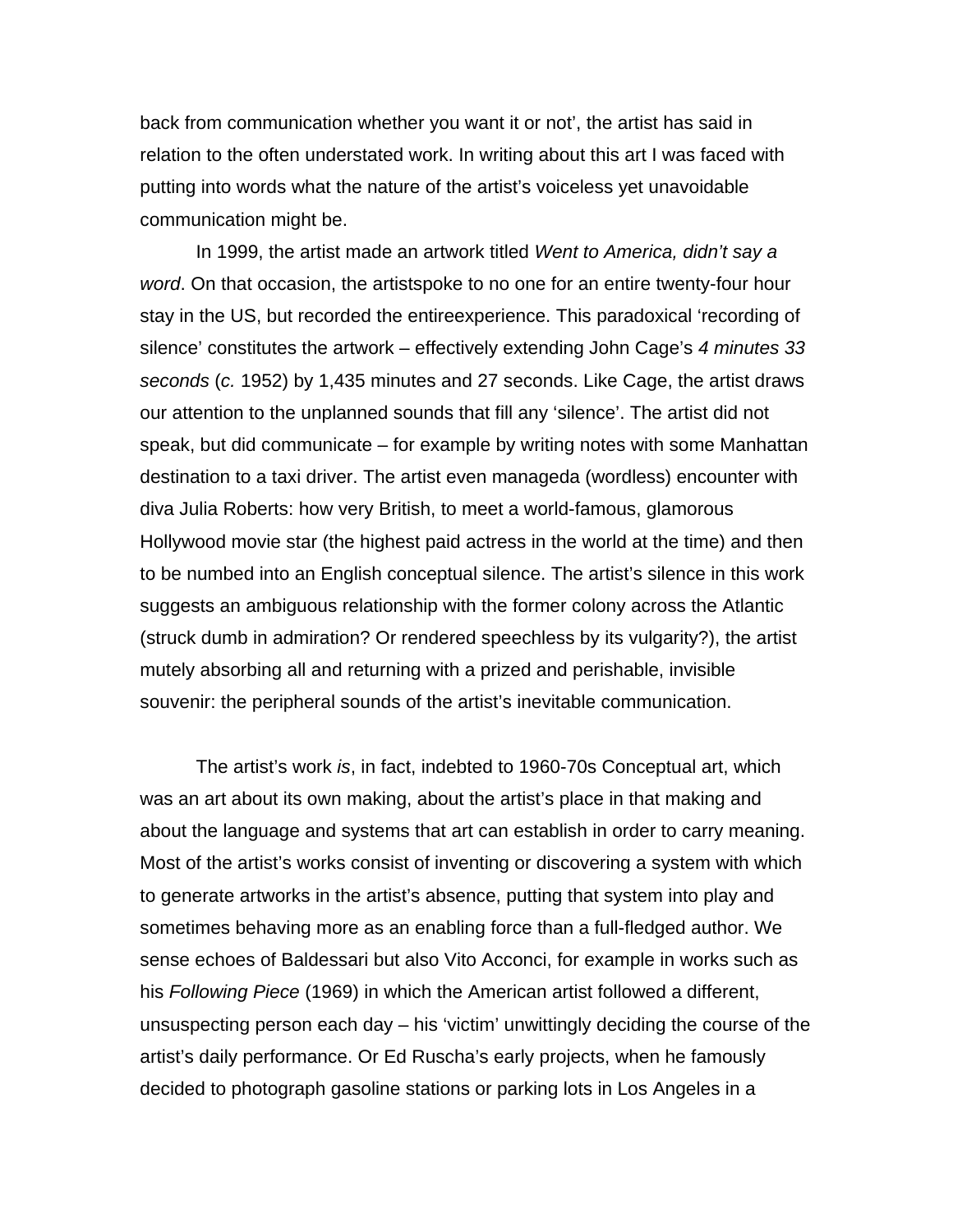back from communication whether you want it or not', the artist has said in relation to the often understated work. In writing about this art I was faced with putting into words what the nature of the artist's voiceless yet unavoidable communication might be.

In 1999, the artist made an artwork titled *Went to America, didn't say a word*. On that occasion, the artistspoke to no one for an entire twenty-four hour stay in the US, but recorded the entireexperience. This paradoxical 'recording of silence' constitutes the artwork – effectively extending John Cage's *4 minutes 33 seconds* (*c.* 1952) by 1,435 minutes and 27 seconds. Like Cage, the artist draws our attention to the unplanned sounds that fill any 'silence'. The artist did not speak, but did communicate – for example by writing notes with some Manhattan destination to a taxi driver. The artist even manageda (wordless) encounter with diva Julia Roberts: how very British, to meet a world-famous, glamorous Hollywood movie star (the highest paid actress in the world at the time) and then to be numbed into an English conceptual silence. The artist's silence in this work suggests an ambiguous relationship with the former colony across the Atlantic (struck dumb in admiration? Or rendered speechless by its vulgarity?), the artist mutely absorbing all and returning with a prized and perishable, invisible souvenir: the peripheral sounds of the artist's inevitable communication.

The artist's work *is*, in fact, indebted to 1960-70s Conceptual art, which was an art about its own making, about the artist's place in that making and about the language and systems that art can establish in order to carry meaning. Most of the artist's works consist of inventing or discovering a system with which to generate artworks in the artist's absence, putting that system into play and sometimes behaving more as an enabling force than a full-fledged author. We sense echoes of Baldessari but also Vito Acconci, for example in works such as his *Following Piece* (1969) in which the American artist followed a different, unsuspecting person each day – his 'victim' unwittingly deciding the course of the artist's daily performance. Or Ed Ruscha's early projects, when he famously decided to photograph gasoline stations or parking lots in Los Angeles in a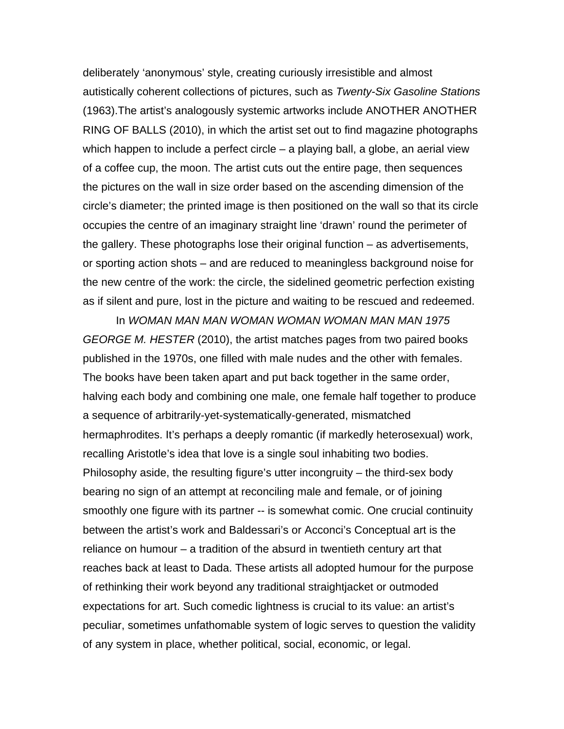deliberately 'anonymous' style, creating curiously irresistible and almost autistically coherent collections of pictures, such as *Twenty-Six Gasoline Stations* (1963).The artist's analogously systemic artworks include ANOTHER ANOTHER RING OF BALLS (2010), in which the artist set out to find magazine photographs which happen to include a perfect circle – a playing ball, a globe, an aerial view of a coffee cup, the moon. The artist cuts out the entire page, then sequences the pictures on the wall in size order based on the ascending dimension of the circle's diameter; the printed image is then positioned on the wall so that its circle occupies the centre of an imaginary straight line 'drawn' round the perimeter of the gallery. These photographs lose their original function – as advertisements, or sporting action shots – and are reduced to meaningless background noise for the new centre of the work: the circle, the sidelined geometric perfection existing as if silent and pure, lost in the picture and waiting to be rescued and redeemed.

In *WOMAN MAN MAN WOMAN WOMAN WOMAN MAN MAN 1975 GEORGE M. HESTER* (2010), the artist matches pages from two paired books published in the 1970s, one filled with male nudes and the other with females. The books have been taken apart and put back together in the same order, halving each body and combining one male, one female half together to produce a sequence of arbitrarily-yet-systematically-generated, mismatched hermaphrodites. It's perhaps a deeply romantic (if markedly heterosexual) work, recalling Aristotle's idea that love is a single soul inhabiting two bodies. Philosophy aside, the resulting figure's utter incongruity – the third-sex body bearing no sign of an attempt at reconciling male and female, or of joining smoothly one figure with its partner -- is somewhat comic. One crucial continuity between the artist's work and Baldessari's or Acconci's Conceptual art is the reliance on humour – a tradition of the absurd in twentieth century art that reaches back at least to Dada. These artists all adopted humour for the purpose of rethinking their work beyond any traditional straightjacket or outmoded expectations for art. Such comedic lightness is crucial to its value: an artist's peculiar, sometimes unfathomable system of logic serves to question the validity of any system in place, whether political, social, economic, or legal.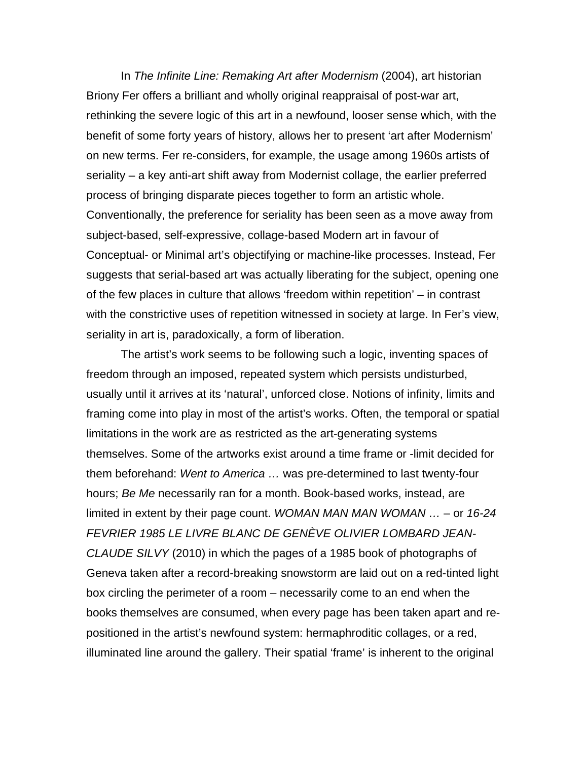In *The Infinite Line: Remaking Art after Modernism* (2004), art historian Briony Fer offers a brilliant and wholly original reappraisal of post-war art, rethinking the severe logic of this art in a newfound, looser sense which, with the benefit of some forty years of history, allows her to present 'art after Modernism' on new terms. Fer re-considers, for example, the usage among 1960s artists of seriality – a key anti-art shift away from Modernist collage, the earlier preferred process of bringing disparate pieces together to form an artistic whole. Conventionally, the preference for seriality has been seen as a move away from subject-based, self-expressive, collage-based Modern art in favour of Conceptual- or Minimal art's objectifying or machine-like processes. Instead, Fer suggests that serial-based art was actually liberating for the subject, opening one of the few places in culture that allows 'freedom within repetition' – in contrast with the constrictive uses of repetition witnessed in society at large. In Fer's view, seriality in art is, paradoxically, a form of liberation.

The artist's work seems to be following such a logic, inventing spaces of freedom through an imposed, repeated system which persists undisturbed, usually until it arrives at its 'natural', unforced close. Notions of infinity, limits and framing come into play in most of the artist's works. Often, the temporal or spatial limitations in the work are as restricted as the art-generating systems themselves. Some of the artworks exist around a time frame or -limit decided for them beforehand: *Went to America …* was pre-determined to last twenty-four hours; *Be Me* necessarily ran for a month. Book-based works, instead, are limited in extent by their page count. *WOMAN MAN MAN WOMAN …* – or *16-24 FEVRIER 1985 LE LIVRE BLANC DE GENÈVE OLIVIER LOMBARD JEAN-CLAUDE SILVY* (2010) in which the pages of a 1985 book of photographs of Geneva taken after a record-breaking snowstorm are laid out on a red-tinted light box circling the perimeter of a room – necessarily come to an end when the books themselves are consumed, when every page has been taken apart and re-positioned in the artist's newfound system: hermaphroditic collages, or a red, illuminated line around the gallery. Their spatial 'frame' is inherent to the original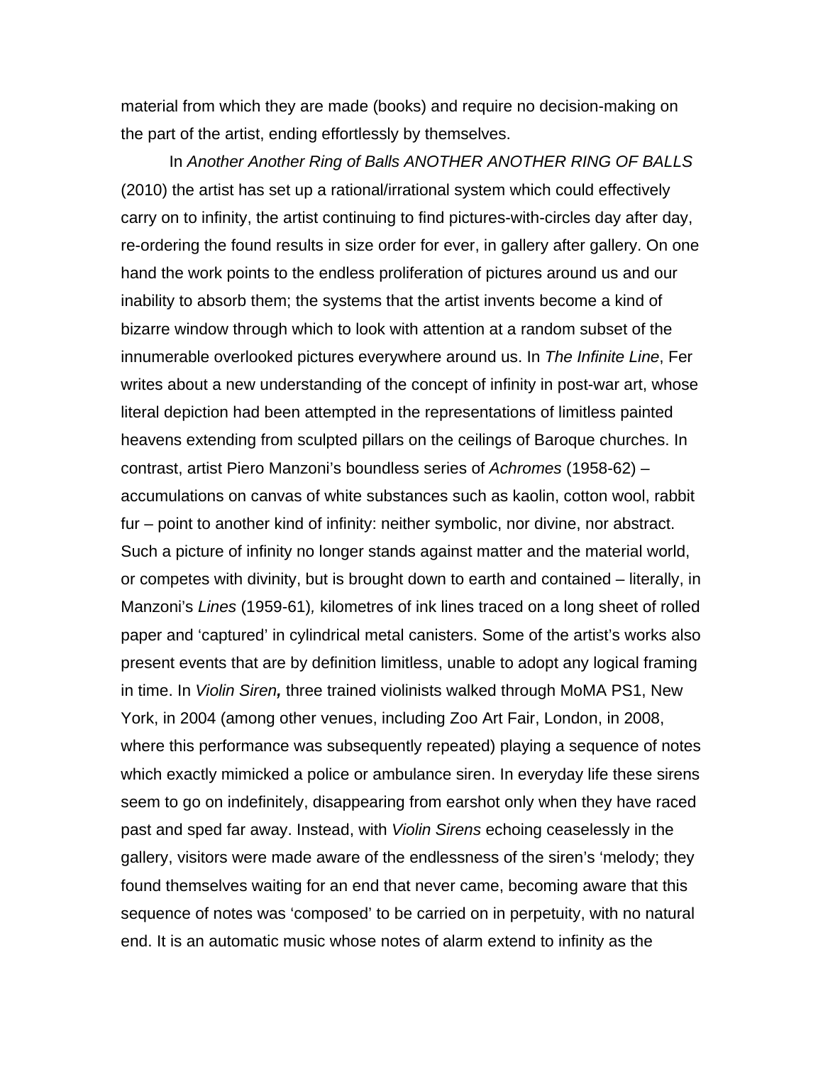material from which they are made (books) and require no decision-making on the part of the artist, ending effortlessly by themselves.

In *Another Another Ring of Balls ANOTHER ANOTHER RING OF BALLS* (2010) the artist has set up a rational/irrational system which could effectively carry on to infinity, the artist continuing to find pictures-with-circles day after day, re-ordering the found results in size order for ever, in gallery after gallery. On one hand the work points to the endless proliferation of pictures around us and our inability to absorb them; the systems that the artist invents become a kind of bizarre window through which to look with attention at a random subset of the innumerable overlooked pictures everywhere around us. In *The Infinite Line*, Fer writes about a new understanding of the concept of infinity in post-war art, whose literal depiction had been attempted in the representations of limitless painted heavens extending from sculpted pillars on the ceilings of Baroque churches. In contrast, artist Piero Manzoni's boundless series of *Achromes* (1958-62) – accumulations on canvas of white substances such as kaolin, cotton wool, rabbit fur – point to another kind of infinity: neither symbolic, nor divine, nor abstract. Such a picture of infinity no longer stands against matter and the material world, or competes with divinity, but is brought down to earth and contained – literally, in Manzoni's *Lines* (1959-61)*,* kilometres of ink lines traced on a long sheet of rolled paper and 'captured' in cylindrical metal canisters. Some of the artist's works also present events that are by definition limitless, unable to adopt any logical framing in time. In *Violin Siren***,** three trained violinists walked through MoMA PS1, New York, in 2004 (among other venues, including Zoo Art Fair, London, in 2008, where this performance was subsequently repeated) playing a sequence of notes which exactly mimicked a police or ambulance siren. In everyday life these sirens seem to go on indefinitely, disappearing from earshot only when they have raced past and sped far away. Instead, with *Violin Sirens* echoing ceaselessly in the gallery, visitors were made aware of the endlessness of the siren's 'melody; they found themselves waiting for an end that never came, becoming aware that this sequence of notes was 'composed' to be carried on in perpetuity, with no natural end. It is an automatic music whose notes of alarm extend to infinity as the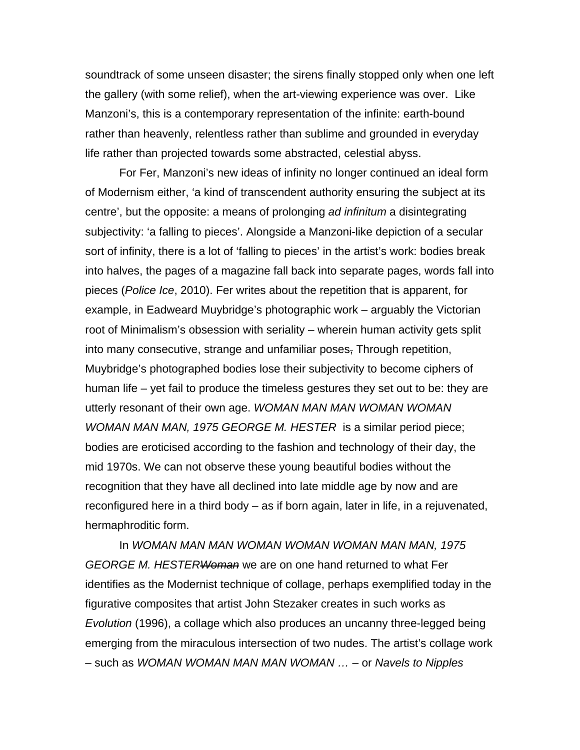soundtrack of some unseen disaster; the sirens finally stopped only when one left the gallery (with some relief), when the art-viewing experience was over. Like Manzoni's, this is a contemporary representation of the infinite: earth-bound rather than heavenly, relentless rather than sublime and grounded in everyday life rather than projected towards some abstracted, celestial abyss.

For Fer, Manzoni's new ideas of infinity no longer continued an ideal form of Modernism either, 'a kind of transcendent authority ensuring the subject at its centre', but the opposite: a means of prolonging *ad infinitum* a disintegrating subjectivity: 'a falling to pieces'. Alongside a Manzoni-like depiction of a secular sort of infinity, there is a lot of 'falling to pieces' in the artist's work: bodies break into halves, the pages of a magazine fall back into separate pages, words fall into pieces (*Police Ice*, 2010). Fer writes about the repetition that is apparent, for example, in Eadweard Muybridge's photographic work – arguably the Victorian root of Minimalism's obsession with seriality – wherein human activity gets split into many consecutive, strange and unfamiliar poses~~,~~ Through repetition, Muybridge's photographed bodies lose their subjectivity to become ciphers of human life – yet fail to produce the timeless gestures they set out to be: they are utterly resonant of their own age. *WOMAN MAN MAN WOMAN WOMAN WOMAN MAN MAN, 1975 GEORGE M. HESTER* is a similar period piece; bodies are eroticised according to the fashion and technology of their day, the mid 1970s. We can not observe these young beautiful bodies without the recognition that they have all declined into late middle age by now and are reconfigured here in a third body – as if born again, later in life, in a rejuvenated, hermaphroditic form.

In *WOMAN MAN MAN WOMAN WOMAN WOMAN MAN MAN, 1975 GEORGE M. HESTER~~Woman~~* we are on one hand returned to what Fer identifies as the Modernist technique of collage, perhaps exemplified today in the figurative composites that artist John Stezaker creates in such works as *Evolution* (1996), a collage which also produces an uncanny three-legged being emerging from the miraculous intersection of two nudes. The artist's collage work – such as *WOMAN WOMAN MAN MAN WOMAN …* – or *Navels to Nipples*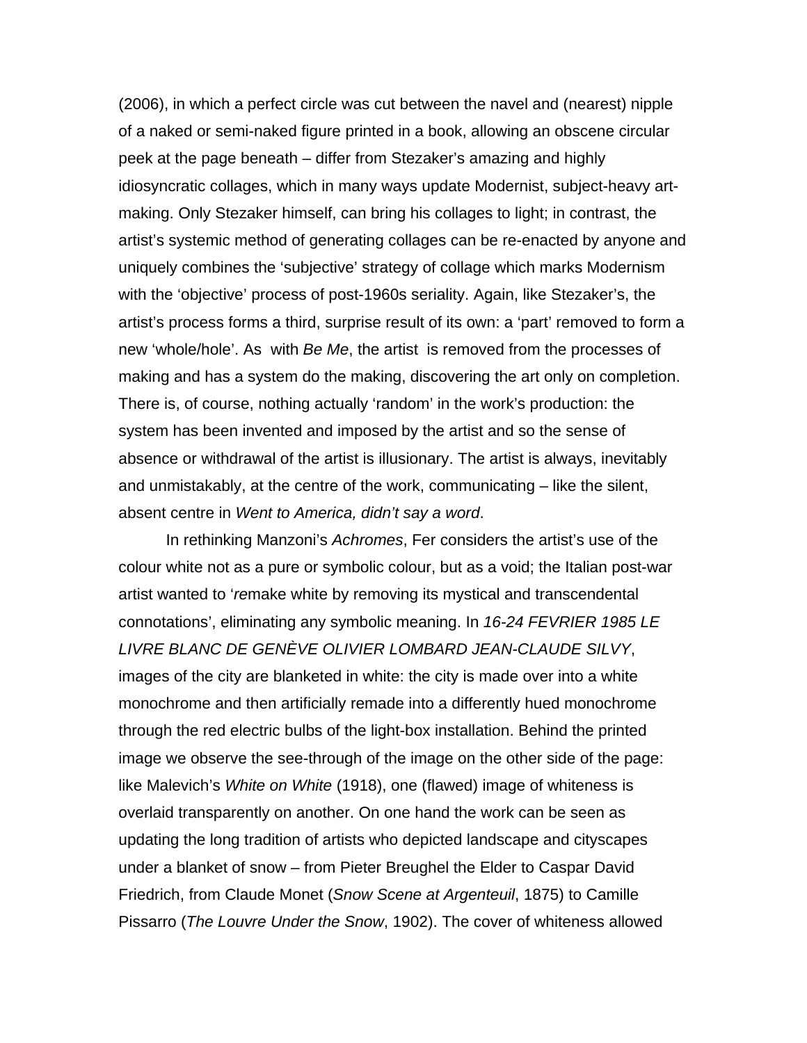(2006), in which a perfect circle was cut between the navel and (nearest) nipple of a naked or semi-naked figure printed in a book, allowing an obscene circular peek at the page beneath – differ from Stezaker's amazing and highly idiosyncratic collages, which in many ways update Modernist, subject-heavy art-making. Only Stezaker himself, can bring his collages to light; in contrast, the artist's systemic method of generating collages can be re-enacted by anyone and uniquely combines the 'subjective' strategy of collage which marks Modernism with the 'objective' process of post-1960s seriality. Again, like Stezaker's, the artist's process forms a third, surprise result of its own: a 'part' removed to form a new 'whole/hole'. As with *Be Me*, the artist is removed from the processes of making and has a system do the making, discovering the art only on completion. There is, of course, nothing actually 'random' in the work's production: the system has been invented and imposed by the artist and so the sense of absence or withdrawal of the artist is illusionary. The artist is always, inevitably and unmistakably, at the centre of the work, communicating – like the silent, absent centre in *Went to America, didn't say a word*.

In rethinking Manzoni's *Achromes*, Fer considers the artist's use of the colour white not as a pure or symbolic colour, but as a void; the Italian post-war artist wanted to '*re*make white by removing its mystical and transcendental connotations', eliminating any symbolic meaning. In *16-24 FEVRIER 1985 LE LIVRE BLANC DE GENÈVE OLIVIER LOMBARD JEAN-CLAUDE SILVY*, images of the city are blanketed in white: the city is made over into a white monochrome and then artificially remade into a differently hued monochrome through the red electric bulbs of the light-box installation. Behind the printed image we observe the see-through of the image on the other side of the page: like Malevich's *White on White* (1918), one (flawed) image of whiteness is overlaid transparently on another. On one hand the work can be seen as updating the long tradition of artists who depicted landscape and cityscapes under a blanket of snow – from Pieter Breughel the Elder to Caspar David Friedrich, from Claude Monet (*Snow Scene at Argenteuil*, 1875) to Camille Pissarro (*The Louvre Under the Snow*, 1902). The cover of whiteness allowed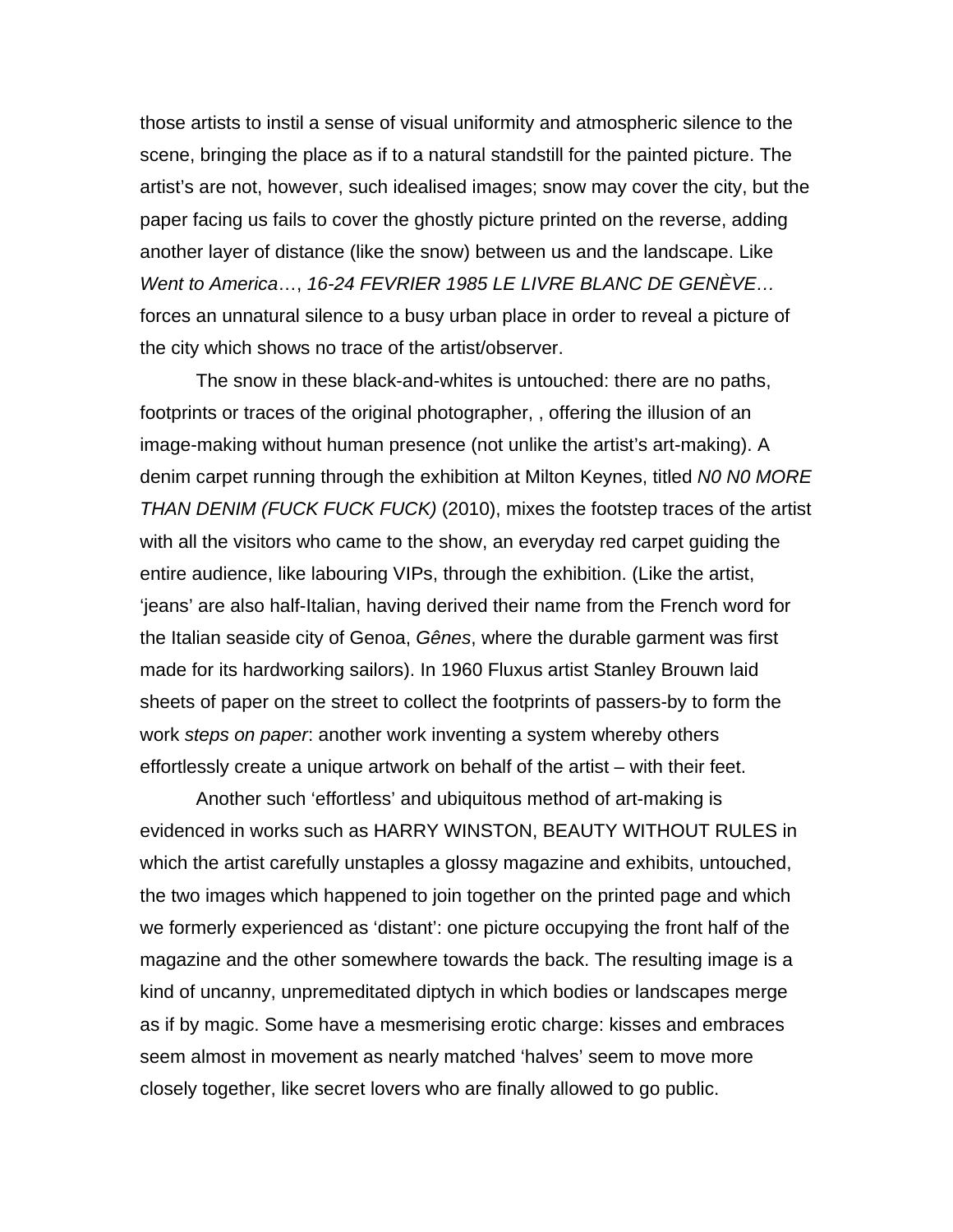those artists to instil a sense of visual uniformity and atmospheric silence to the scene, bringing the place as if to a natural standstill for the painted picture. The artist's are not, however, such idealised images; snow may cover the city, but the paper facing us fails to cover the ghostly picture printed on the reverse, adding another layer of distance (like the snow) between us and the landscape. Like *Went to America*…, *16-24 FEVRIER 1985 LE LIVRE BLANC DE GENÈVE…* forces an unnatural silence to a busy urban place in order to reveal a picture of the city which shows no trace of the artist/observer.

The snow in these black-and-whites is untouched: there are no paths, footprints or traces of the original photographer, , offering the illusion of an image-making without human presence (not unlike the artist's art-making). A denim carpet running through the exhibition at Milton Keynes, titled *N0 N0 MORE THAN DENIM (FUCK FUCK FUCK)* (2010), mixes the footstep traces of the artist with all the visitors who came to the show, an everyday red carpet guiding the entire audience, like labouring VIPs, through the exhibition. (Like the artist, 'jeans' are also half-Italian, having derived their name from the French word for the Italian seaside city of Genoa, *Gênes*, where the durable garment was first made for its hardworking sailors). In 1960 Fluxus artist Stanley Brouwn laid sheets of paper on the street to collect the footprints of passers-by to form the work *steps on paper*: another work inventing a system whereby others effortlessly create a unique artwork on behalf of the artist – with their feet.

Another such 'effortless' and ubiquitous method of art-making is evidenced in works such as HARRY WINSTON, BEAUTY WITHOUT RULES in which the artist carefully unstaples a glossy magazine and exhibits, untouched, the two images which happened to join together on the printed page and which we formerly experienced as 'distant': one picture occupying the front half of the magazine and the other somewhere towards the back. The resulting image is a kind of uncanny, unpremeditated diptych in which bodies or landscapes merge as if by magic. Some have a mesmerising erotic charge: kisses and embraces seem almost in movement as nearly matched 'halves' seem to move more closely together, like secret lovers who are finally allowed to go public.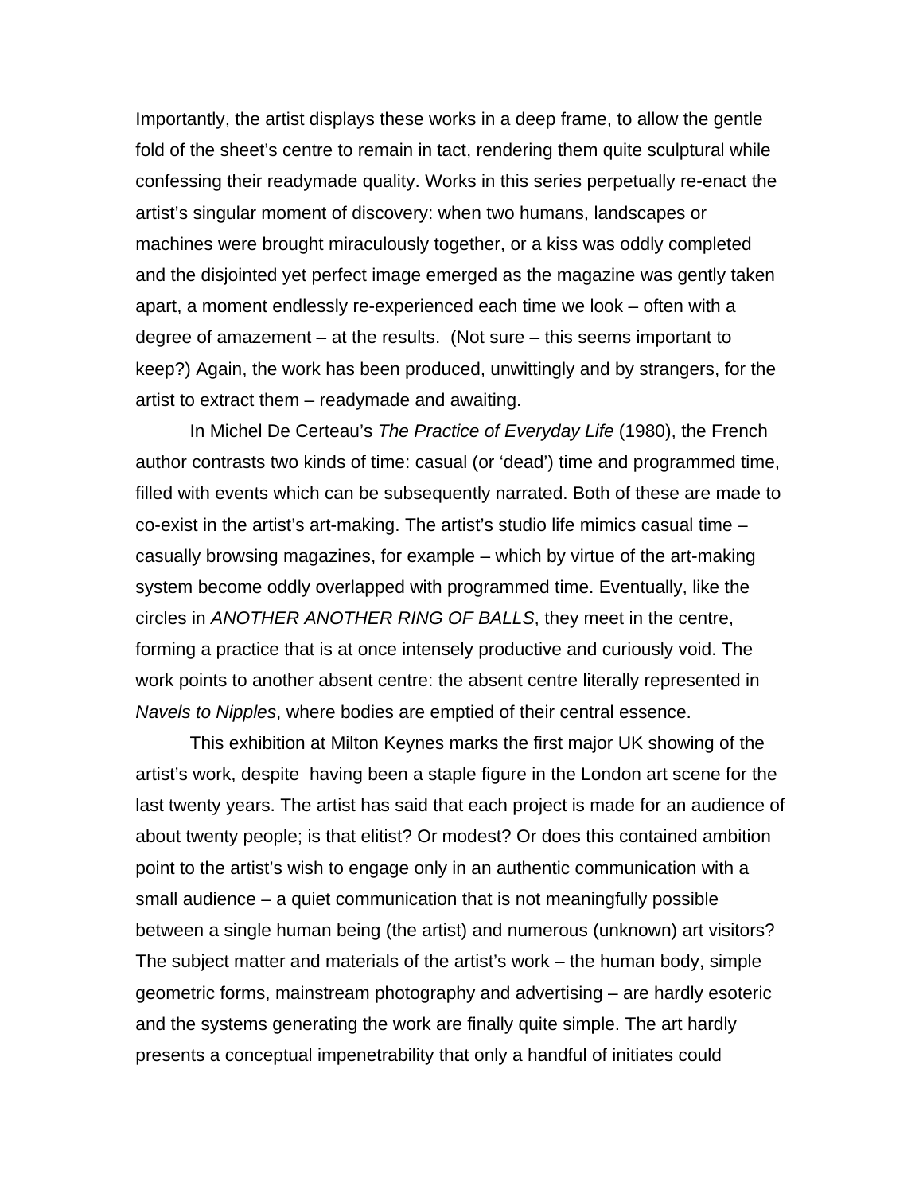Importantly, the artist displays these works in a deep frame, to allow the gentle fold of the sheet's centre to remain in tact, rendering them quite sculptural while confessing their readymade quality. Works in this series perpetually re-enact the artist's singular moment of discovery: when two humans, landscapes or machines were brought miraculously together, or a kiss was oddly completed and the disjointed yet perfect image emerged as the magazine was gently taken apart, a moment endlessly re-experienced each time we look – often with a degree of amazement – at the results.  (Not sure – this seems important to keep?) Again, the work has been produced, unwittingly and by strangers, for the artist to extract them – readymade and awaiting.

In Michel De Certeau's *The Practice of Everyday Life* (1980), the French author contrasts two kinds of time: casual (or 'dead') time and programmed time, filled with events which can be subsequently narrated. Both of these are made to co-exist in the artist's art-making. The artist's studio life mimics casual time – casually browsing magazines, for example – which by virtue of the art-making system become oddly overlapped with programmed time. Eventually, like the circles in *ANOTHER ANOTHER RING OF BALLS*, they meet in the centre, forming a practice that is at once intensely productive and curiously void. The work points to another absent centre: the absent centre literally represented in *Navels to Nipples*, where bodies are emptied of their central essence.

This exhibition at Milton Keynes marks the first major UK showing of the artist's work, despite  having been a staple figure in the London art scene for the last twenty years. The artist has said that each project is made for an audience of about twenty people; is that elitist? Or modest? Or does this contained ambition point to the artist's wish to engage only in an authentic communication with a small audience – a quiet communication that is not meaningfully possible between a single human being (the artist) and numerous (unknown) art visitors? The subject matter and materials of the artist's work – the human body, simple geometric forms, mainstream photography and advertising – are hardly esoteric and the systems generating the work are finally quite simple. The art hardly presents a conceptual impenetrability that only a handful of initiates could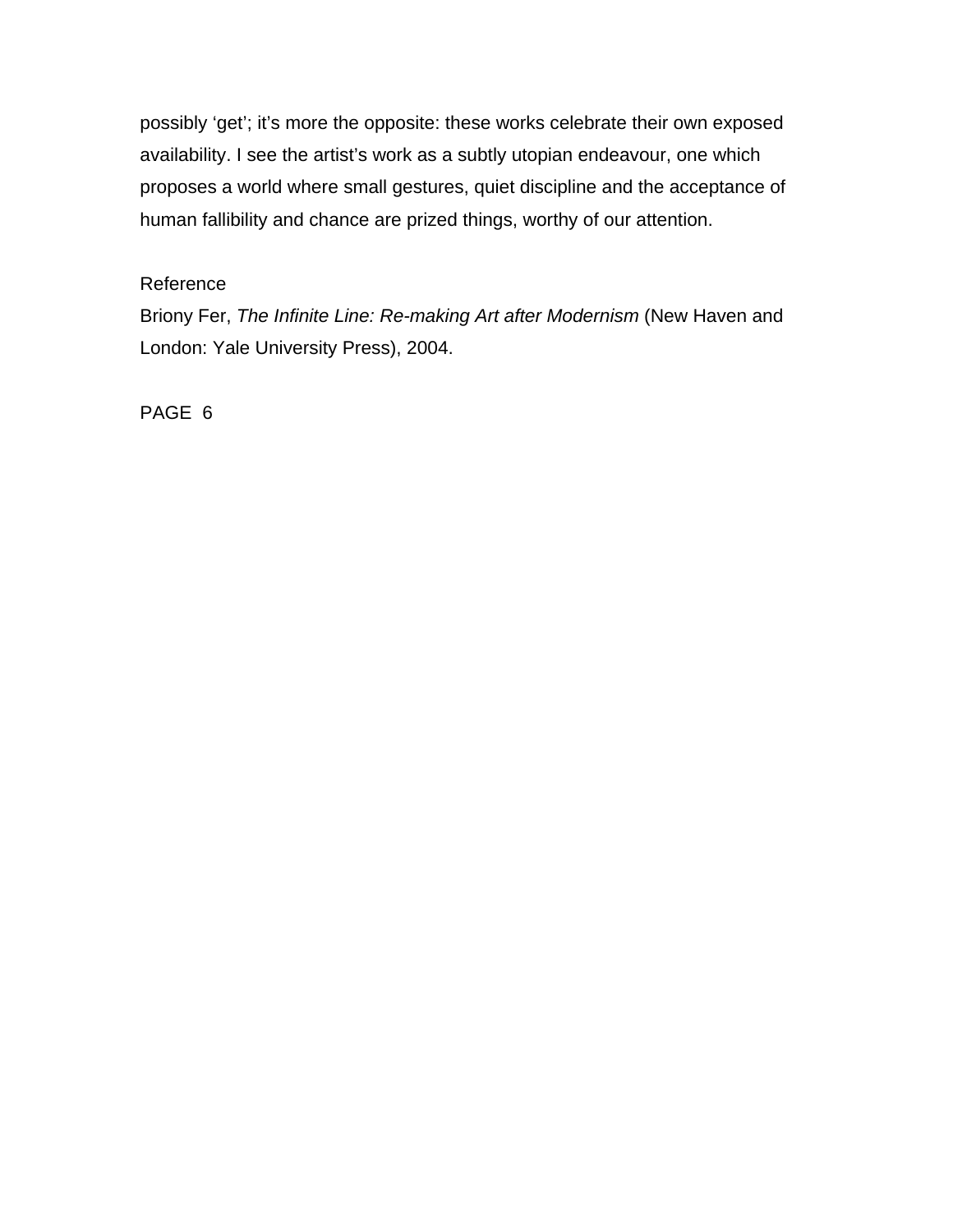possibly ‘get’; it’s more the opposite: these works celebrate their own exposed availability. I see the artist’s work as a subtly utopian endeavour, one which proposes a world where small gestures, quiet discipline and the acceptance of human fallibility and chance are prized things, worthy of our attention.

Reference

Briony Fer, *The Infinite Line: Re-making Art after Modernism* (New Haven and London: Yale University Press), 2004.